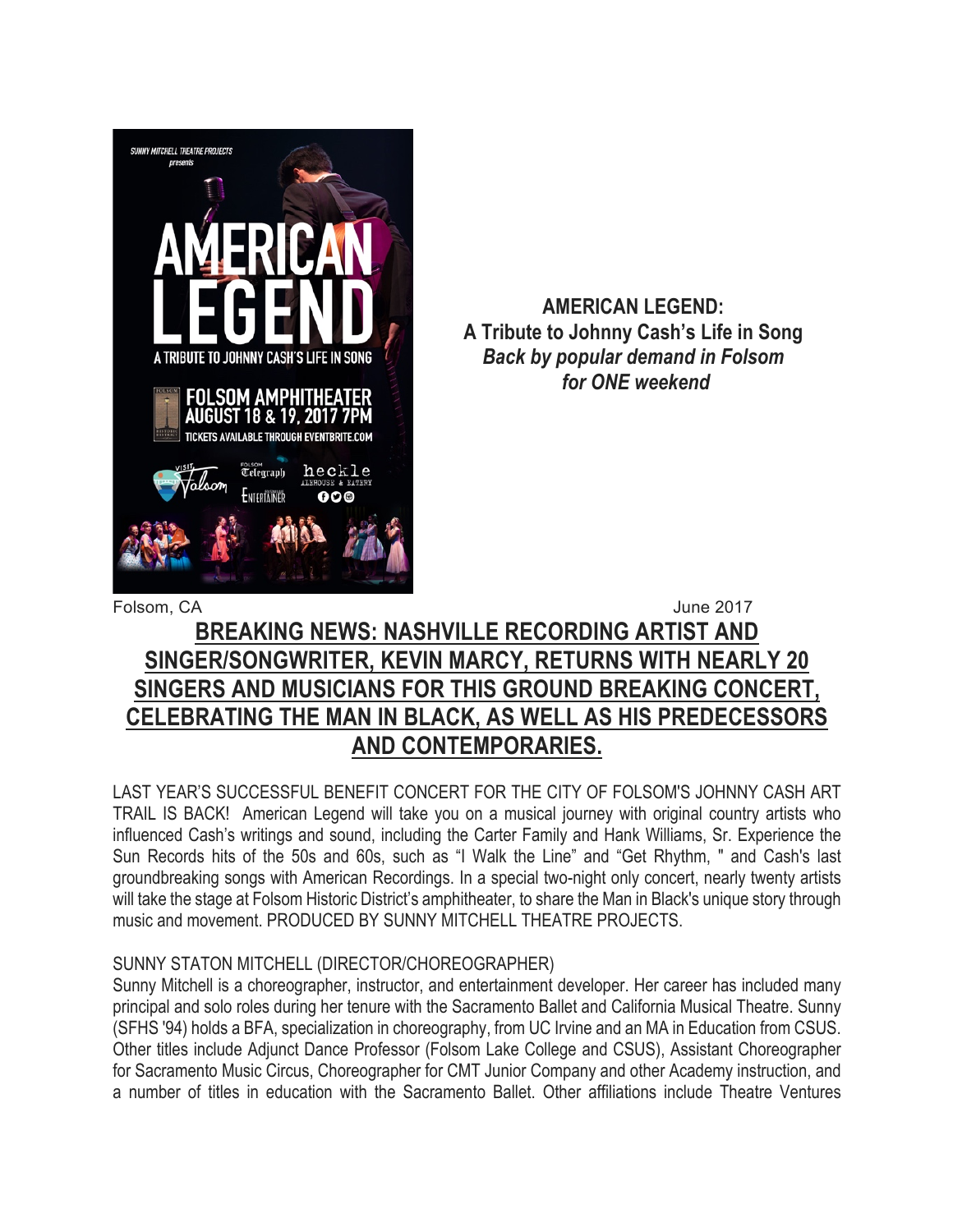**AMERICAN LEGEND:**
**A Tribute to Johnny Cash's Life in Song**
***Back by popular demand in Folsom***
***for ONE weekend***

Folsom, CA June 2017

## BREAKING NEWS: NASHVILLE RECORDING ARTIST AND SINGER/SONGWRITER, KEVIN MARCY, RETURNS WITH NEARLY 20 SINGERS AND MUSICIANS FOR THIS GROUND BREAKING CONCERT, CELEBRATING THE MAN IN BLACK, AS WELL AS HIS PREDECESSORS AND CONTEMPORARIES.

LAST YEAR'S SUCCESSFUL BENEFIT CONCERT FOR THE CITY OF FOLSOM'S JOHNNY CASH ART TRAIL IS BACK! American Legend will take you on a musical journey with original country artists who influenced Cash's writings and sound, including the Carter Family and Hank Williams, Sr. Experience the Sun Records hits of the 50s and 60s, such as "I Walk the Line" and "Get Rhythm, " and Cash's last groundbreaking songs with American Recordings. In a special two-night only concert, nearly twenty artists will take the stage at Folsom Historic District's amphitheater, to share the Man in Black's unique story through music and movement. PRODUCED BY SUNNY MITCHELL THEATRE PROJECTS.

SUNNY STATON MITCHELL (DIRECTOR/CHOREOGRAPHER)
Sunny Mitchell is a choreographer, instructor, and entertainment developer. Her career has included many principal and solo roles during her tenure with the Sacramento Ballet and California Musical Theatre. Sunny (SFHS '94) holds a BFA, specialization in choreography, from UC Irvine and an MA in Education from CSUS. Other titles include Adjunct Dance Professor (Folsom Lake College and CSUS), Assistant Choreographer for Sacramento Music Circus, Choreographer for CMT Junior Company and other Academy instruction, and a number of titles in education with the Sacramento Ballet. Other affiliations include Theatre Ventures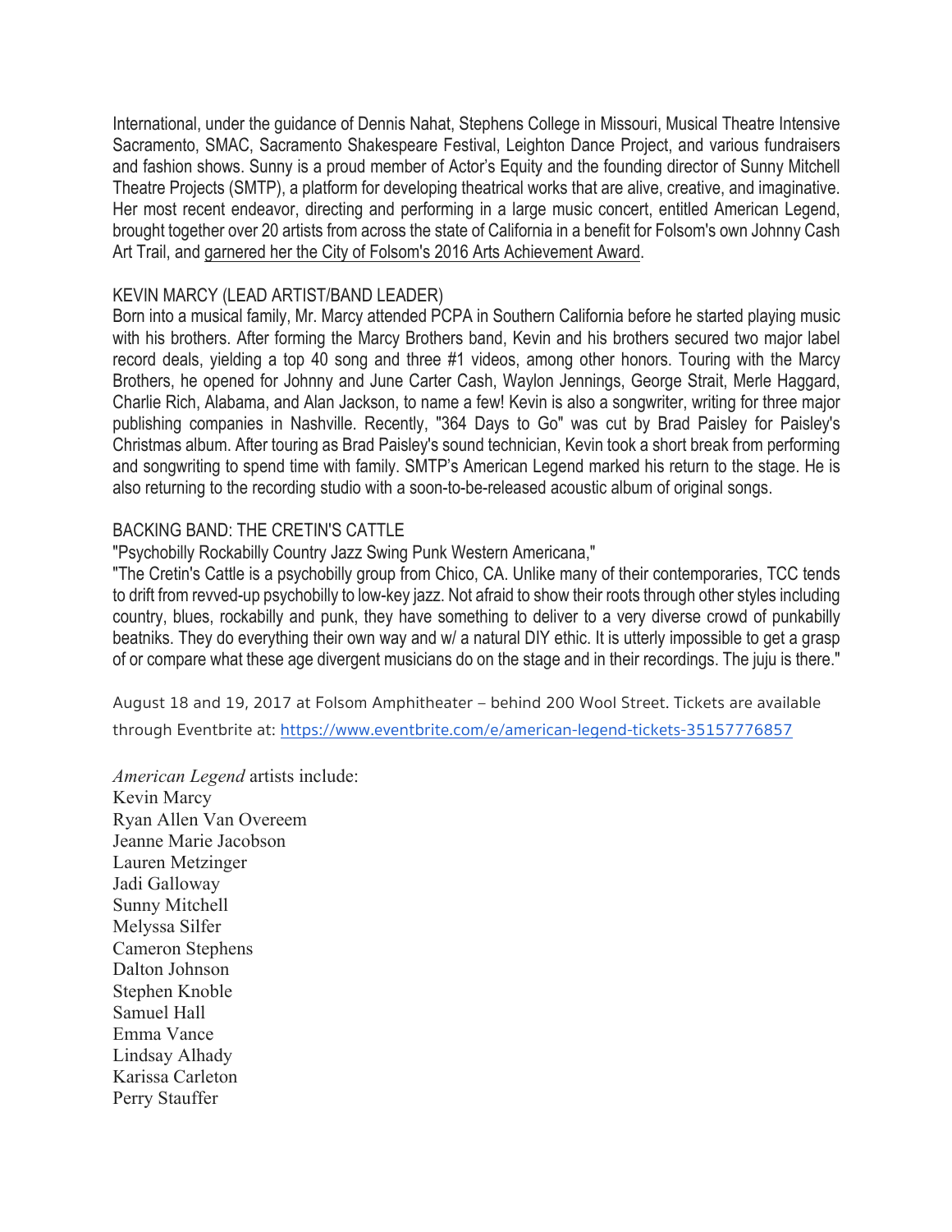International, under the guidance of Dennis Nahat, Stephens College in Missouri, Musical Theatre Intensive Sacramento, SMAC, Sacramento Shakespeare Festival, Leighton Dance Project, and various fundraisers and fashion shows. Sunny is a proud member of Actor's Equity and the founding director of Sunny Mitchell Theatre Projects (SMTP), a platform for developing theatrical works that are alive, creative, and imaginative. Her most recent endeavor, directing and performing in a large music concert, entitled American Legend, brought together over 20 artists from across the state of California in a benefit for Folsom's own Johnny Cash Art Trail, and garnered her the City of Folsom's 2016 Arts Achievement Award.

KEVIN MARCY (LEAD ARTIST/BAND LEADER)

Born into a musical family, Mr. Marcy attended PCPA in Southern California before he started playing music with his brothers. After forming the Marcy Brothers band, Kevin and his brothers secured two major label record deals, yielding a top 40 song and three #1 videos, among other honors. Touring with the Marcy Brothers, he opened for Johnny and June Carter Cash, Waylon Jennings, George Strait, Merle Haggard, Charlie Rich, Alabama, and Alan Jackson, to name a few! Kevin is also a songwriter, writing for three major publishing companies in Nashville. Recently, "364 Days to Go" was cut by Brad Paisley for Paisley's Christmas album. After touring as Brad Paisley's sound technician, Kevin took a short break from performing and songwriting to spend time with family. SMTP's American Legend marked his return to the stage. He is also returning to the recording studio with a soon-to-be-released acoustic album of original songs.

BACKING BAND: THE CRETIN'S CATTLE

"Psychobilly Rockabilly Country Jazz Swing Punk Western Americana,"

"The Cretin's Cattle is a psychobilly group from Chico, CA. Unlike many of their contemporaries, TCC tends to drift from revved-up psychobilly to low-key jazz. Not afraid to show their roots through other styles including country, blues, rockabilly and punk, they have something to deliver to a very diverse crowd of punkabilly beatniks. They do everything their own way and w/ a natural DIY ethic. It is utterly impossible to get a grasp of or compare what these age divergent musicians do on the stage and in their recordings. The juju is there."

August 18 and 19, 2017 at Folsom Amphitheater – behind 200 Wool Street. Tickets are available through Eventbrite at: https://www.eventbrite.com/e/american-legend-tickets-35157776857

*American Legend* artists include:
Kevin Marcy
Ryan Allen Van Overeem
Jeanne Marie Jacobson
Lauren Metzinger
Jadi Galloway
Sunny Mitchell
Melyssa Silfer
Cameron Stephens
Dalton Johnson
Stephen Knoble
Samuel Hall
Emma Vance
Lindsay Alhady
Karissa Carleton
Perry Stauffer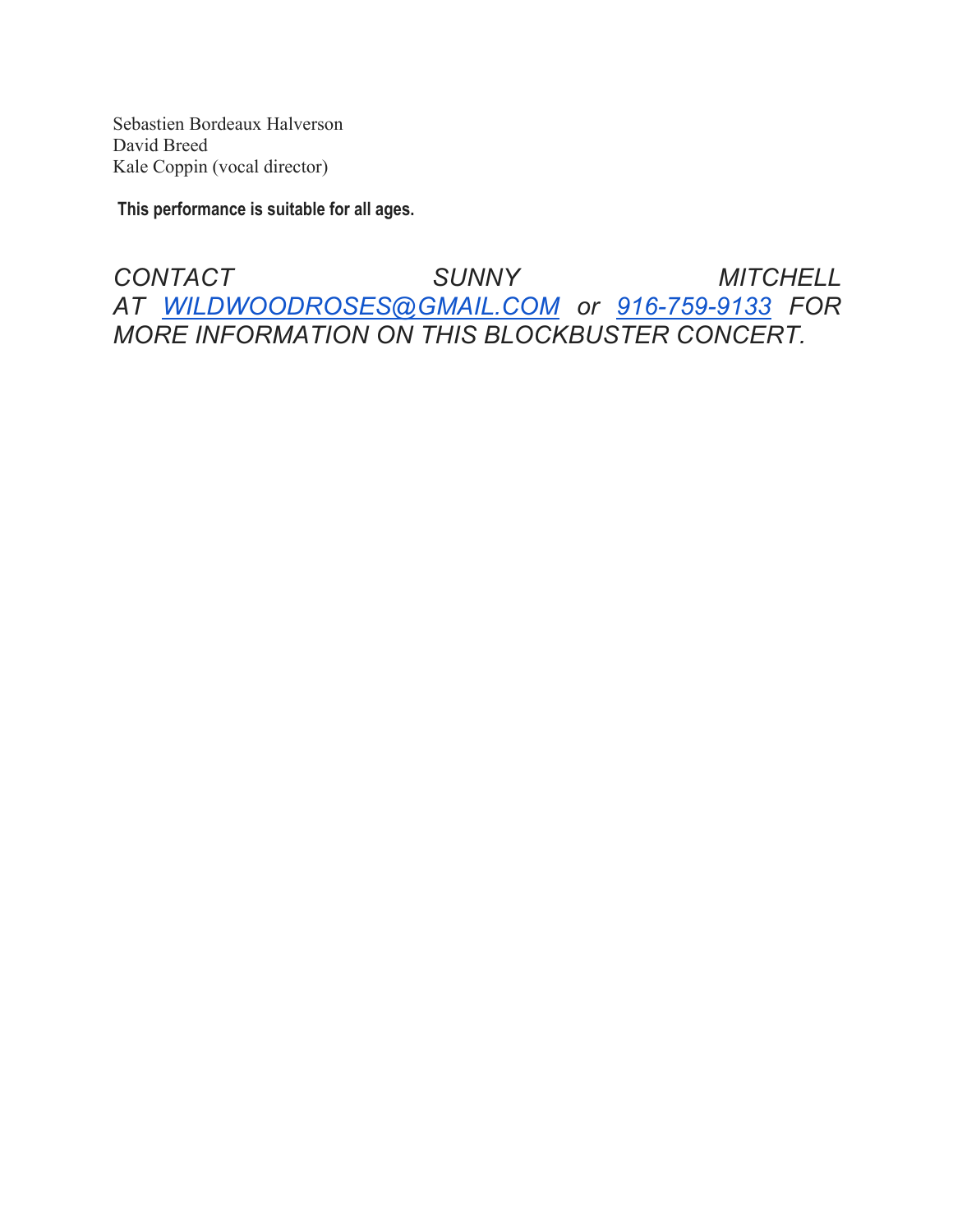Sebastien Bordeaux Halverson
David Breed
Kale Coppin (vocal director)

**This performance is suitable for all ages.**

*CONTACT SUNNY MITCHELL AT [WILDWOODROSES@GMAIL.COM](mailto:WILDWOODROSES@GMAIL.COM) or [916-759-9133](tel:916-759-9133) FOR MORE INFORMATION ON THIS BLOCKBUSTER CONCERT.*